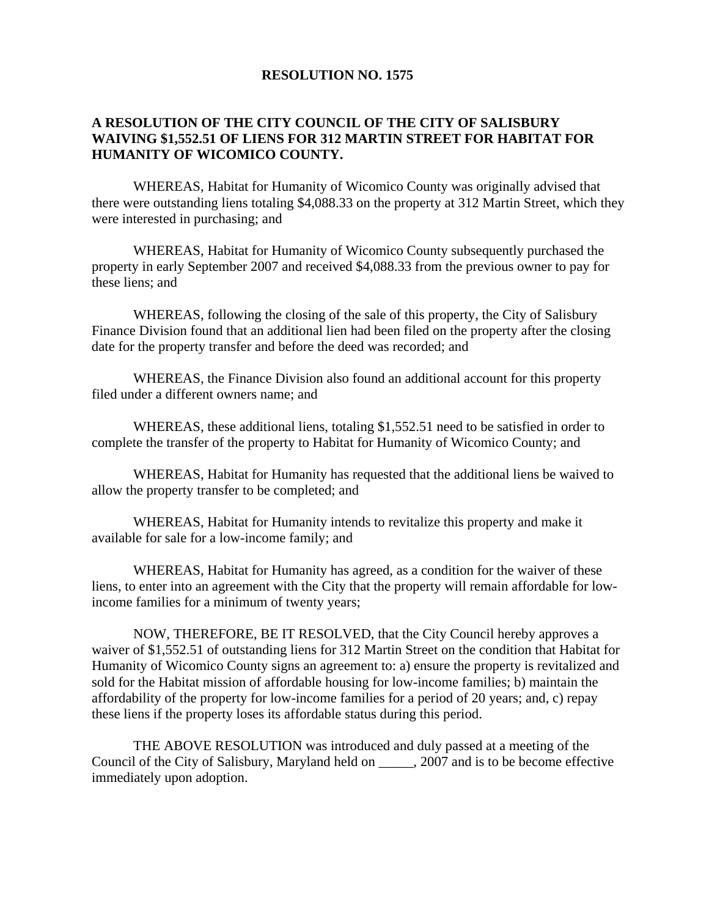# RESOLUTION NO. 1575

**A RESOLUTION OF THE CITY COUNCIL OF THE CITY OF SALISBURY WAIVING $1,552.51 OF LIENS FOR 312 MARTIN STREET FOR HABITAT FOR HUMANITY OF WICOMICO COUNTY.**

WHEREAS, Habitat for Humanity of Wicomico County was originally advised that there were outstanding liens totaling $4,088.33 on the property at 312 Martin Street, which they were interested in purchasing; and

WHEREAS, Habitat for Humanity of Wicomico County subsequently purchased the property in early September 2007 and received $4,088.33 from the previous owner to pay for these liens; and

WHEREAS, following the closing of the sale of this property, the City of Salisbury Finance Division found that an additional lien had been filed on the property after the closing date for the property transfer and before the deed was recorded; and

WHEREAS, the Finance Division also found an additional account for this property filed under a different owners name; and

WHEREAS, these additional liens, totaling $1,552.51 need to be satisfied in order to complete the transfer of the property to Habitat for Humanity of Wicomico County; and

WHEREAS, Habitat for Humanity has requested that the additional liens be waived to allow the property transfer to be completed; and

WHEREAS, Habitat for Humanity intends to revitalize this property and make it available for sale for a low-income family; and

WHEREAS, Habitat for Humanity has agreed, as a condition for the waiver of these liens, to enter into an agreement with the City that the property will remain affordable for low-income families for a minimum of twenty years;

NOW, THEREFORE, BE IT RESOLVED, that the City Council hereby approves a waiver of $1,552.51 of outstanding liens for 312 Martin Street on the condition that Habitat for Humanity of Wicomico County signs an agreement to: a) ensure the property is revitalized and sold for the Habitat mission of affordable housing for low-income families; b) maintain the affordability of the property for low-income families for a period of 20 years; and, c) repay these liens if the property loses its affordable status during this period.

THE ABOVE RESOLUTION was introduced and duly passed at a meeting of the Council of the City of Salisbury, Maryland held on _____, 2007 and is to be become effective immediately upon adoption.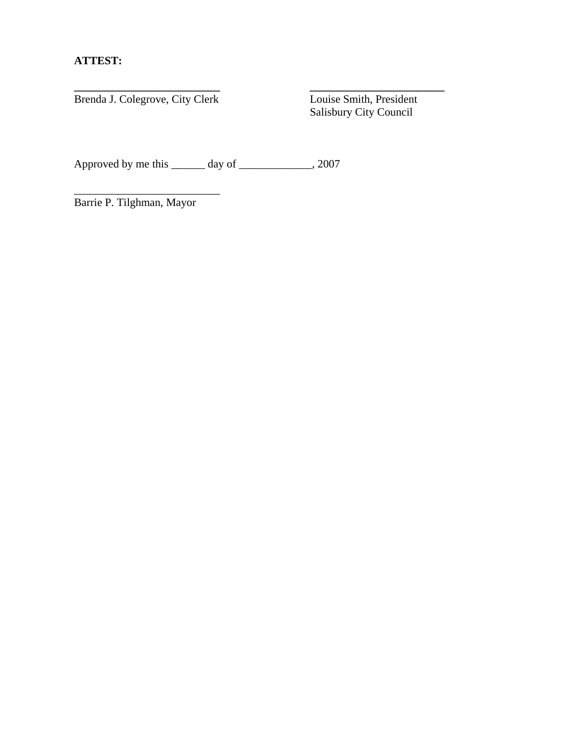**ATTEST:**

\_\_\_\_\_\_\_\_\_\_\_\_\_\_\_\_\_\_\_\_\_\_\_\_\_\_
Brenda J. Colegrove, City Clerk

\_\_\_\_\_\_\_\_\_\_\_\_\_\_\_\_\_\_\_\_\_\_\_\_\_\_
Louise Smith, President
Salisbury City Council

Approved by me this ______ day of _____________, 2007

\_\_\_\_\_\_\_\_\_\_\_\_\_\_\_\_\_\_\_\_\_\_\_\_\_\_
Barrie P. Tilghman, Mayor